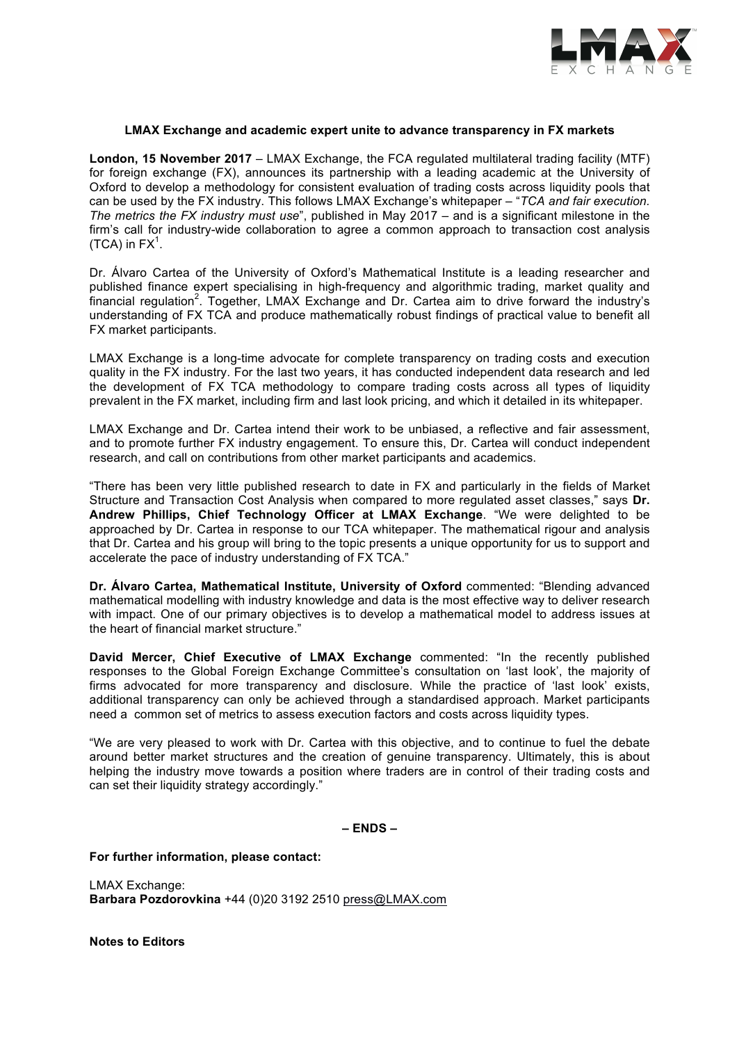**LMAX Exchange and academic expert unite to advance transparency in FX markets**

**London, 15 November 2017** – LMAX Exchange, the FCA regulated multilateral trading facility (MTF) for foreign exchange (FX), announces its partnership with a leading academic at the University of Oxford to develop a methodology for consistent evaluation of trading costs across liquidity pools that can be used by the FX industry. This follows LMAX Exchange's whitepaper – "*TCA and fair execution. The metrics the FX industry must use*", published in May 2017 – and is a significant milestone in the firm's call for industry-wide collaboration to agree a common approach to transaction cost analysis (TCA) in FX[1].

Dr. Álvaro Cartea of the University of Oxford's Mathematical Institute is a leading researcher and published finance expert specialising in high-frequency and algorithmic trading, market quality and financial regulation[2]. Together, LMAX Exchange and Dr. Cartea aim to drive forward the industry's understanding of FX TCA and produce mathematically robust findings of practical value to benefit all FX market participants.

LMAX Exchange is a long-time advocate for complete transparency on trading costs and execution quality in the FX industry. For the last two years, it has conducted independent data research and led the development of FX TCA methodology to compare trading costs across all types of liquidity prevalent in the FX market, including firm and last look pricing, and which it detailed in its whitepaper.

LMAX Exchange and Dr. Cartea intend their work to be unbiased, a reflective and fair assessment, and to promote further FX industry engagement. To ensure this, Dr. Cartea will conduct independent research, and call on contributions from other market participants and academics.

"There has been very little published research to date in FX and particularly in the fields of Market Structure and Transaction Cost Analysis when compared to more regulated asset classes," says **Dr. Andrew Phillips, Chief Technology Officer at LMAX Exchange**. "We were delighted to be approached by Dr. Cartea in response to our TCA whitepaper. The mathematical rigour and analysis that Dr. Cartea and his group will bring to the topic presents a unique opportunity for us to support and accelerate the pace of industry understanding of FX TCA."

**Dr. Álvaro Cartea, Mathematical Institute, University of Oxford** commented: "Blending advanced mathematical modelling with industry knowledge and data is the most effective way to deliver research with impact. One of our primary objectives is to develop a mathematical model to address issues at the heart of financial market structure."

**David Mercer, Chief Executive of LMAX Exchange** commented: "In the recently published responses to the Global Foreign Exchange Committee's consultation on 'last look', the majority of firms advocated for more transparency and disclosure. While the practice of 'last look' exists, additional transparency can only be achieved through a standardised approach. Market participants need a common set of metrics to assess execution factors and costs across liquidity types.

"We are very pleased to work with Dr. Cartea with this objective, and to continue to fuel the debate around better market structures and the creation of genuine transparency. Ultimately, this is about helping the industry move towards a position where traders are in control of their trading costs and can set their liquidity strategy accordingly."

**– ENDS –**

**For further information, please contact:**

LMAX Exchange:
**Barbara Pozdorovkina** +44 (0)20 3192 2510 press@LMAX.com

**Notes to Editors**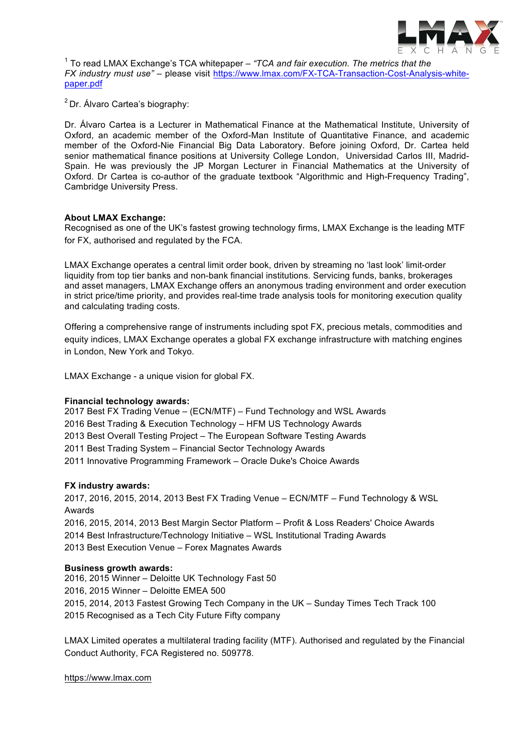[1] To read LMAX Exchange's TCA whitepaper – *"TCA and fair execution. The metrics that the FX industry must use"* – please visit https://www.lmax.com/FX-TCA-Transaction-Cost-Analysis-white-paper.pdf

[2] Dr. Álvaro Cartea's biography:

Dr. Álvaro Cartea is a Lecturer in Mathematical Finance at the Mathematical Institute, University of Oxford, an academic member of the Oxford-Man Institute of Quantitative Finance, and academic member of the Oxford-Nie Financial Big Data Laboratory. Before joining Oxford, Dr. Cartea held senior mathematical finance positions at University College London, Universidad Carlos III, Madrid-Spain. He was previously the JP Morgan Lecturer in Financial Mathematics at the University of Oxford. Dr Cartea is co-author of the graduate textbook "Algorithmic and High-Frequency Trading", Cambridge University Press.

**About LMAX Exchange:**
Recognised as one of the UK's fastest growing technology firms, LMAX Exchange is the leading MTF for FX, authorised and regulated by the FCA.

LMAX Exchange operates a central limit order book, driven by streaming no 'last look' limit-order liquidity from top tier banks and non-bank financial institutions. Servicing funds, banks, brokerages and asset managers, LMAX Exchange offers an anonymous trading environment and order execution in strict price/time priority, and provides real-time trade analysis tools for monitoring execution quality and calculating trading costs.

Offering a comprehensive range of instruments including spot FX, precious metals, commodities and equity indices, LMAX Exchange operates a global FX exchange infrastructure with matching engines in London, New York and Tokyo.

LMAX Exchange - a unique vision for global FX.

**Financial technology awards:**
2017 Best FX Trading Venue – (ECN/MTF) – Fund Technology and WSL Awards
2016 Best Trading & Execution Technology – HFM US Technology Awards
2013 Best Overall Testing Project – The European Software Testing Awards
2011 Best Trading System – Financial Sector Technology Awards
2011 Innovative Programming Framework – Oracle Duke's Choice Awards

**FX industry awards:**
2017, 2016, 2015, 2014, 2013 Best FX Trading Venue – ECN/MTF – Fund Technology & WSL Awards
2016, 2015, 2014, 2013 Best Margin Sector Platform – Profit & Loss Readers' Choice Awards
2014 Best Infrastructure/Technology Initiative – WSL Institutional Trading Awards
2013 Best Execution Venue – Forex Magnates Awards

**Business growth awards:**
2016, 2015 Winner – Deloitte UK Technology Fast 50
2016, 2015 Winner – Deloitte EMEA 500
2015, 2014, 2013 Fastest Growing Tech Company in the UK – Sunday Times Tech Track 100
2015 Recognised as a Tech City Future Fifty company

LMAX Limited operates a multilateral trading facility (MTF). Authorised and regulated by the Financial Conduct Authority, FCA Registered no. 509778.

https://www.lmax.com